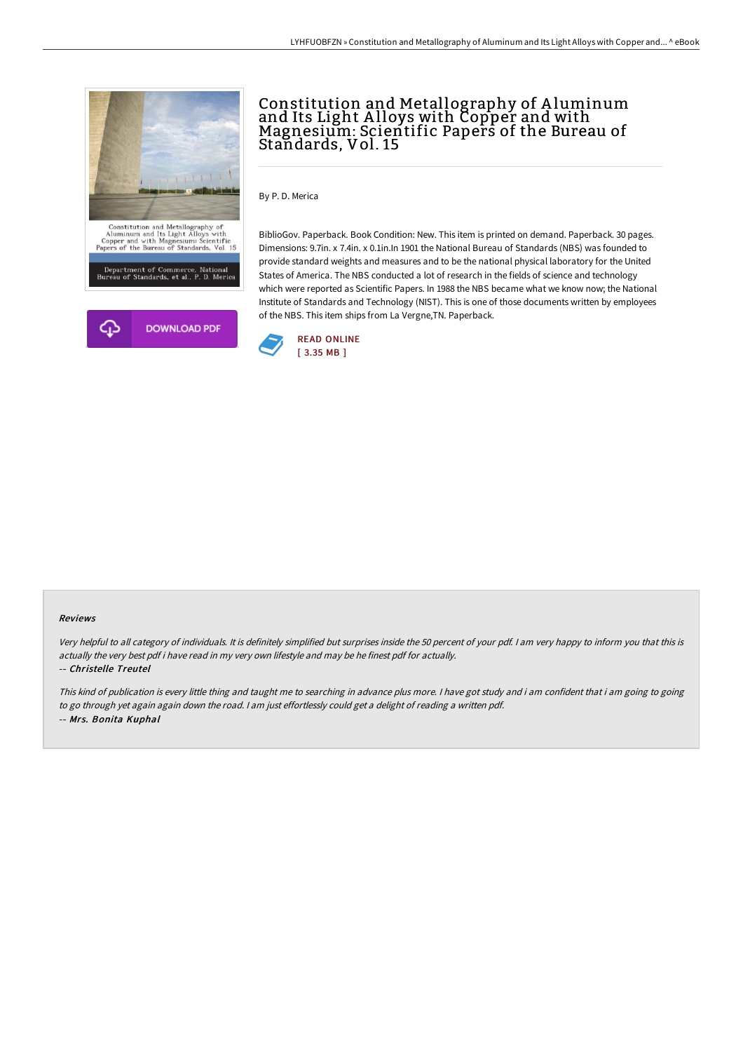# Constitution and Metallography of Aluminum and Its Light Alloys with Copper and with Magnesium: Scientific Papers of the Bureau of Standards, Vol. 15

By P. D. Merica

BiblioGov. Paperback. Book Condition: New. This item is printed on demand. Paperback. 30 pages. Dimensions: 9.7in. x 7.4in. x 0.1in.In 1901 the National Bureau of Standards (NBS) was founded to provide standard weights and measures and to be the national physical laboratory for the United States of America. The NBS conducted a lot of research in the fields of science and technology which were reported as Scientific Papers. In 1988 the NBS became what we know now; the National Institute of Standards and Technology (NIST). This is one of those documents written by employees of the NBS. This item ships from La Vergne,TN. Paperback.

DOWNLOAD PDF

READ ONLINE
[ 3.35 MB ]

#### Reviews

*Very helpful to all category of individuals. It is definitely simplified but surprises inside the 50 percent of your pdf. I am very happy to inform you that this is actually the very best pdf i have read in my very own lifestyle and may be he finest pdf for actually.*

-- ***Christelle Treutel***

*This kind of publication is every little thing and taught me to searching in advance plus more. I have got study and i am confident that i am going to going to go through yet again again down the road. I am just effortlessly could get a delight of reading a written pdf.*

-- ***Mrs. Bonita Kuphal***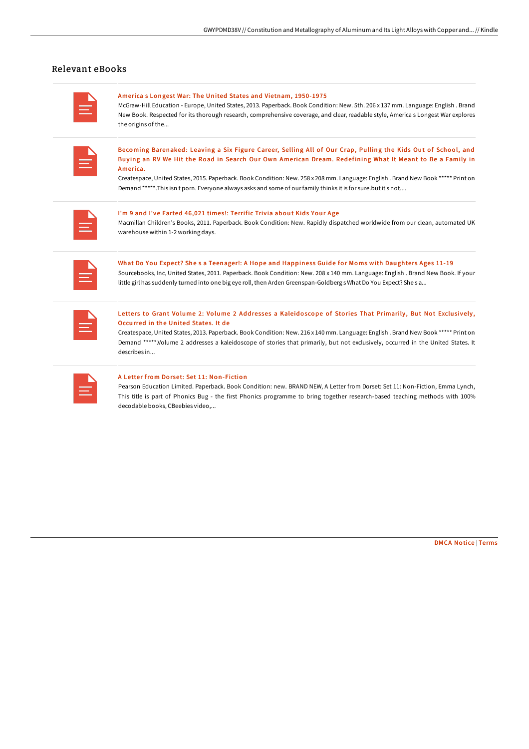## Relevant eBooks

### America s Longest War: The United States and Vietnam, 1950-1975

McGraw-Hill Education - Europe, United States, 2013. Paperback. Book Condition: New. 5th. 206 x 137 mm. Language: English . Brand New Book. Respected for its thorough research, comprehensive coverage, and clear, readable style, America s Longest War explores the origins of the...

### Becoming Barenaked: Leaving a Six Figure Career, Selling All of Our Crap, Pulling the Kids Out of School, and Buying an RV We Hit the Road in Search Our Own American Dream. Redefining What It Meant to Be a Family in America.

Createspace, United States, 2015. Paperback. Book Condition: New. 258 x 208 mm. Language: English . Brand New Book ***** Print on Demand *****.This isn t porn. Everyone always asks and some of our family thinks it is for sure.but it s not....

### I'm 9 and I've Farted 46,021 times!: Terrific Trivia about Kids Your Age

Macmillan Children's Books, 2011. Paperback. Book Condition: New. Rapidly dispatched worldwide from our clean, automated UK warehouse within 1-2 working days.

### What Do You Expect? She s a Teenager!: A Hope and Happiness Guide for Moms with Daughters Ages 11-19

Sourcebooks, Inc, United States, 2011. Paperback. Book Condition: New. 208 x 140 mm. Language: English . Brand New Book. If your little girl has suddenly turned into one big eye roll, then Arden Greenspan-Goldberg s What Do You Expect? She s a...

### Letters to Grant Volume 2: Volume 2 Addresses a Kaleidoscope of Stories That Primarily, But Not Exclusively, Occurred in the United States. It de

Createspace, United States, 2013. Paperback. Book Condition: New. 216 x 140 mm. Language: English . Brand New Book ***** Print on Demand *****.Volume 2 addresses a kaleidoscope of stories that primarily, but not exclusively, occurred in the United States. It describes in...

### A Letter from Dorset: Set 11: Non-Fiction

Pearson Education Limited. Paperback. Book Condition: new. BRAND NEW, A Letter from Dorset: Set 11: Non-Fiction, Emma Lynch, This title is part of Phonics Bug - the first Phonics programme to bring together research-based teaching methods with 100% decodable books, CBeebies video,...